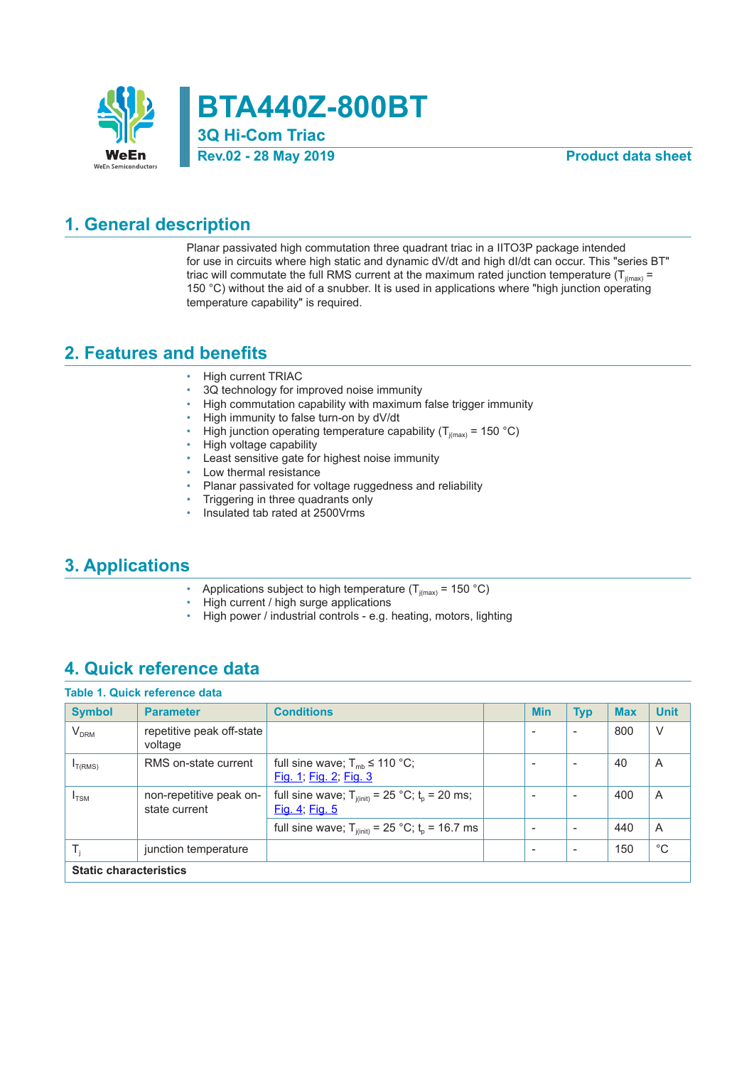# BTA440Z-800BT

## 3Q Hi-Com Triac

Rev.02 - 28 May 2019 — Product data sheet

## 1. General description

Planar passivated high commutation three quadrant triac in a IITO3P package intended for use in circuits where high static and dynamic dV/dt and high dI/dt can occur. This "series BT" triac will commutate the full RMS current at the maximum rated junction temperature ($T_{j(max)}$ = 150 °C) without the aid of a snubber. It is used in applications where "high junction operating temperature capability" is required.

## 2. Features and benefits

- High current TRIAC
- 3Q technology for improved noise immunity
- High commutation capability with maximum false trigger immunity
- High immunity to false turn-on by dV/dt
- High junction operating temperature capability ($T_{j(max)}$ = 150 °C)
- High voltage capability
- Least sensitive gate for highest noise immunity
- Low thermal resistance
- Planar passivated for voltage ruggedness and reliability
- Triggering in three quadrants only
- Insulated tab rated at 2500Vrms

## 3. Applications

- Applications subject to high temperature ($T_{j(max)}$ = 150 °C)
- High current / high surge applications
- High power / industrial controls - e.g. heating, motors, lighting

## 4. Quick reference data

**Table 1. Quick reference data**

| Symbol | Parameter | Conditions | | Min | Typ | Max | Unit |
|---|---|---|---|---|---|---|---|
| $V_{DRM}$ | repetitive peak off-state voltage | | | - | - | 800 | V |
| $I_{T(RMS)}$ | RMS on-state current | full sine wave; $T_{mb}$ ≤ 110 °C; Fig. 1; Fig. 2; Fig. 3 | | - | - | 40 | A |
| $I_{TSM}$ | non-repetitive peak on-state current | full sine wave; $T_{j(init)}$ = 25 °C; $t_p$ = 20 ms; Fig. 4; Fig. 5 | | - | - | 400 | A |
| | | full sine wave; $T_{j(init)}$ = 25 °C; $t_p$ = 16.7 ms | | - | - | 440 | A |
| $T_j$ | junction temperature | | | - | - | 150 | °C |
| **Static characteristics** | | | | | | | |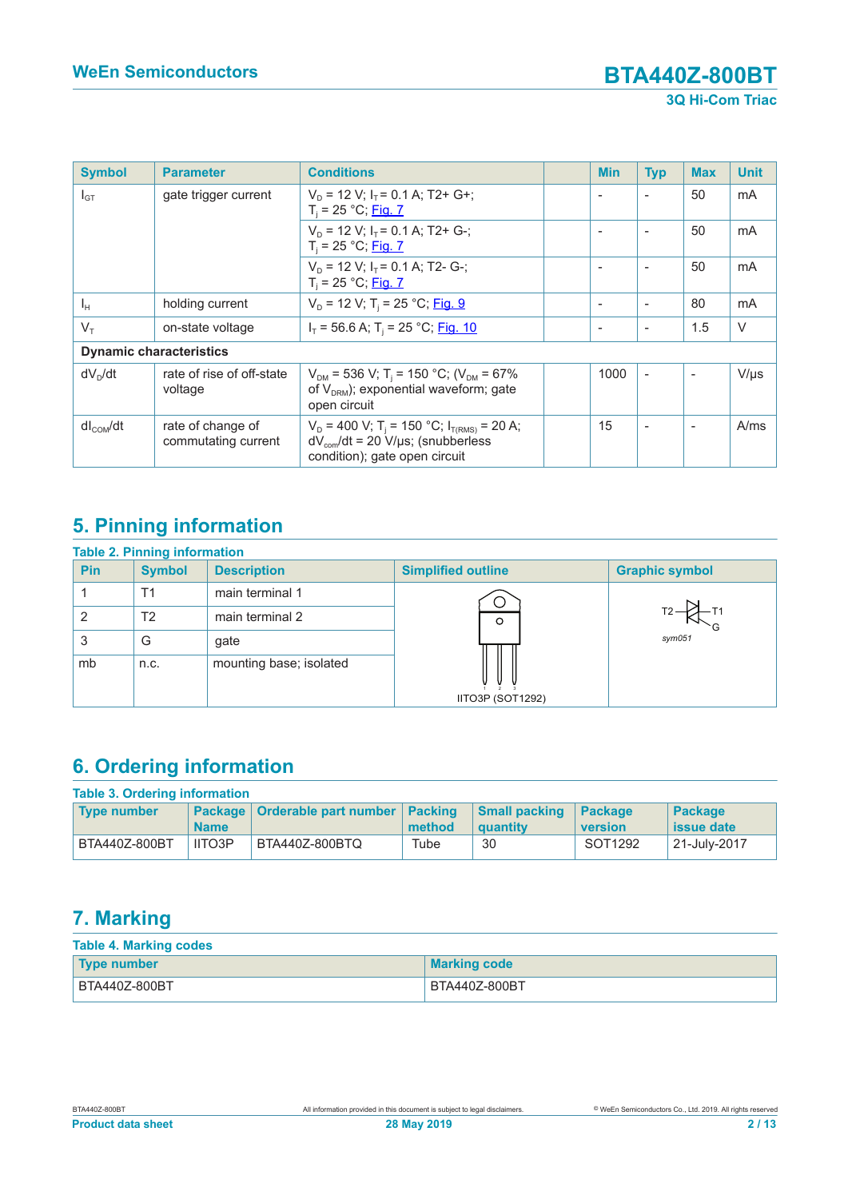| Symbol | Parameter | Conditions | | Min | Typ | Max | Unit |
|---|---|---|---|---|---|---|---|
| $I_{GT}$ | gate trigger current | $V_D$ = 12 V; $I_T$ = 0.1 A; T2+ G+; $T_j$ = 25 °C; Fig. 7 | | - | - | 50 | mA |
| | | $V_D$ = 12 V; $I_T$ = 0.1 A; T2+ G-; $T_j$ = 25 °C; Fig. 7 | | - | - | 50 | mA |
| | | $V_D$ = 12 V; $I_T$ = 0.1 A; T2- G-; $T_j$ = 25 °C; Fig. 7 | | - | - | 50 | mA |
| $I_H$ | holding current | $V_D$ = 12 V; $T_j$ = 25 °C; Fig. 9 | | - | - | 80 | mA |
| $V_T$ | on-state voltage | $I_T$ = 56.6 A; $T_j$ = 25 °C; Fig. 10 | | - | - | 1.5 | V |
| **Dynamic characteristics** | | | | | | | |
| $dV_D/dt$ | rate of rise of off-state voltage | $V_{DM}$ = 536 V; $T_j$ = 150 °C; ($V_{DM}$ = 67% of $V_{DRM}$); exponential waveform; gate open circuit | | 1000 | - | - | V/µs |
| $dI_{COM}/dt$ | rate of change of commutating current | $V_D$ = 400 V; $T_j$ = 150 °C; $I_{T(RMS)}$ = 20 A; $dV_{com}/dt$ = 20 V/µs; (snubberless condition); gate open circuit | | 15 | - | - | A/ms |

## 5. Pinning information

**Table 2. Pinning information**

| Pin | Symbol | Description | Simplified outline | Graphic symbol |
|---|---|---|---|---|
| 1 | T1 | main terminal 1 | IITO3P (SOT1292) | sym051 |
| 2 | T2 | main terminal 2 | | |
| 3 | G | gate | | |
| mb | n.c. | mounting base; isolated | | |

## 6. Ordering information

**Table 3. Ordering information**

| Type number | Package Name | Orderable part number | Packing method | Small packing quantity | Package version | Package issue date |
|---|---|---|---|---|---|---|
| BTA440Z-800BT | IITO3P | BTA440Z-800BTQ | Tube | 30 | SOT1292 | 21-July-2017 |

## 7. Marking

**Table 4. Marking codes**

| Type number | Marking code |
|---|---|
| BTA440Z-800BT | BTA440Z-800BT |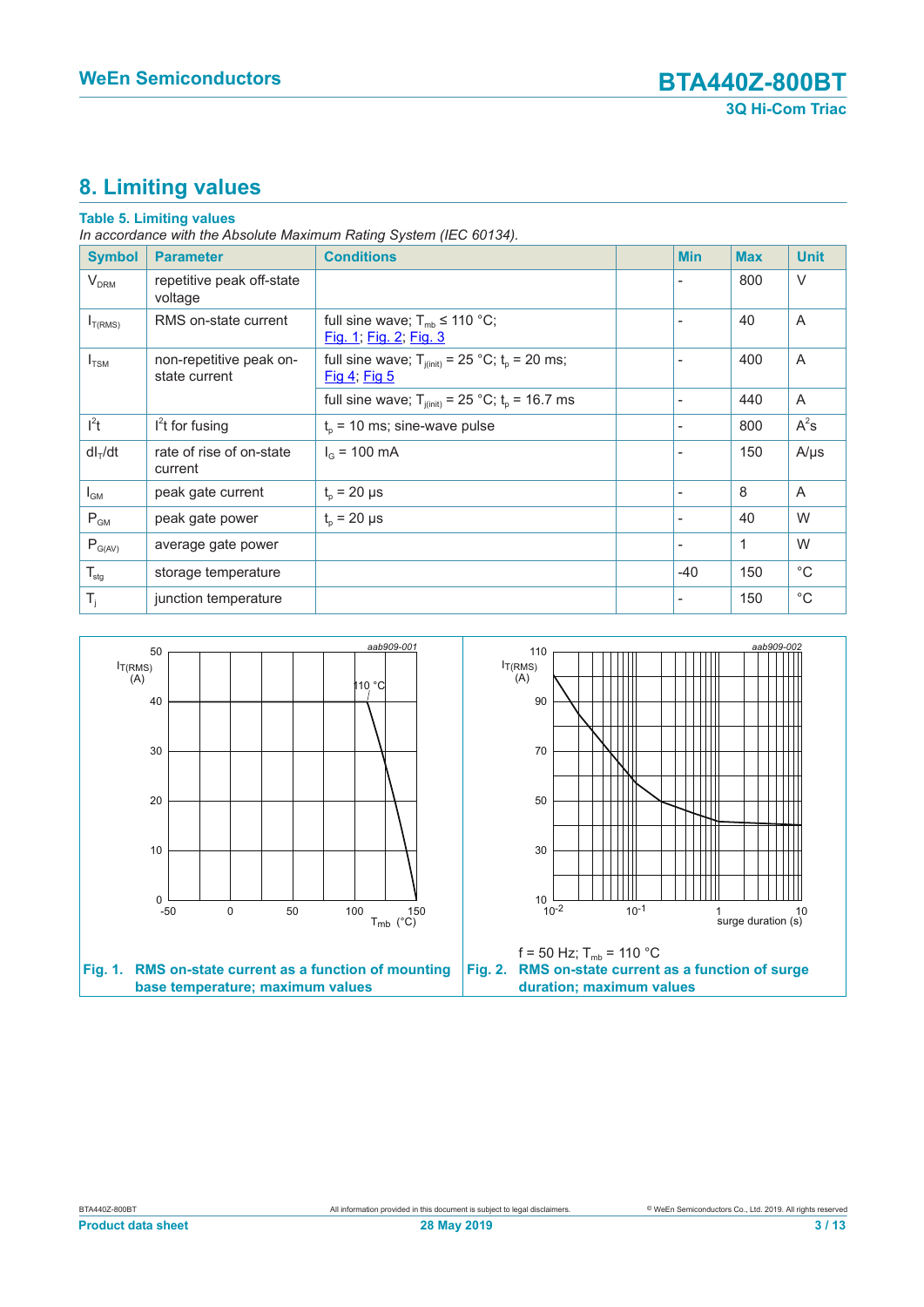# 8. Limiting values

**Table 5. Limiting values**

*In accordance with the Absolute Maximum Rating System (IEC 60134).*

| Symbol | Parameter | Conditions | | Min | Max | Unit |
|---|---|---|---|---|---|---|
| $V_{DRM}$ | repetitive peak off-state voltage | | | - | 800 | V |
| $I_{T(RMS)}$ | RMS on-state current | full sine wave; $T_{mb} \leq 110$ °C; Fig. 1; Fig. 2; Fig. 3 | | - | 40 | A |
| $I_{TSM}$ | non-repetitive peak on-state current | full sine wave; $T_{j(init)} = 25$ °C; $t_p = 20$ ms; Fig 4; Fig 5 | | - | 400 | A |
| | | full sine wave; $T_{j(init)} = 25$ °C; $t_p = 16.7$ ms | | - | 440 | A |
| $I^2t$ | $I^2t$ for fusing | $t_p = 10$ ms; sine-wave pulse | | - | 800 | $A^2s$ |
| $dI_T/dt$ | rate of rise of on-state current | $I_G = 100$ mA | | - | 150 | A/µs |
| $I_{GM}$ | peak gate current | $t_p = 20$ µs | | - | 8 | A |
| $P_{GM}$ | peak gate power | $t_p = 20$ µs | | - | 40 | W |
| $P_{G(AV)}$ | average gate power | | | - | 1 | W |
| $T_{stg}$ | storage temperature | | | -40 | 150 | °C |
| $T_j$ | junction temperature | | | - | 150 | °C |

Fig. 1. RMS on-state current as a function of mounting base temperature; maximum values

f = 50 Hz; $T_{mb} = 110$ °C

Fig. 2. RMS on-state current as a function of surge duration; maximum values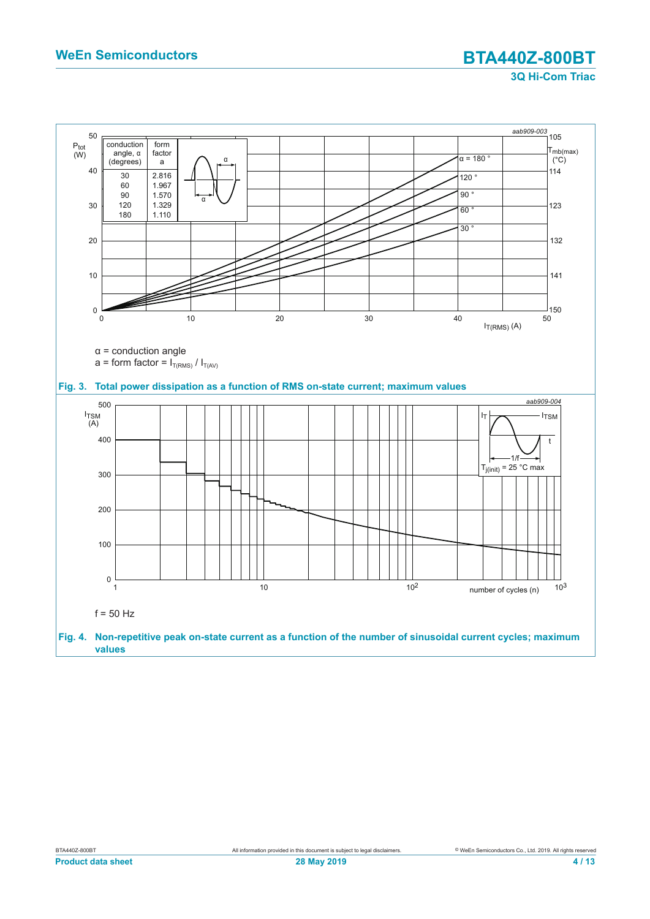| conduction angle, α (degrees) | form factor a |
| --- | --- |
| 30 | 2.816 |
| 60 | 1.967 |
| 90 | 1.570 |
| 120 | 1.329 |
| 180 | 1.110 |

α = conduction angle

a = form factor = $I_{T(RMS)}$ / $I_{T(AV)}$

**Fig. 3. Total power dissipation as a function of RMS on-state current; maximum values**

f = 50 Hz

**Fig. 4. Non-repetitive peak on-state current as a function of the number of sinusoidal current cycles; maximum values**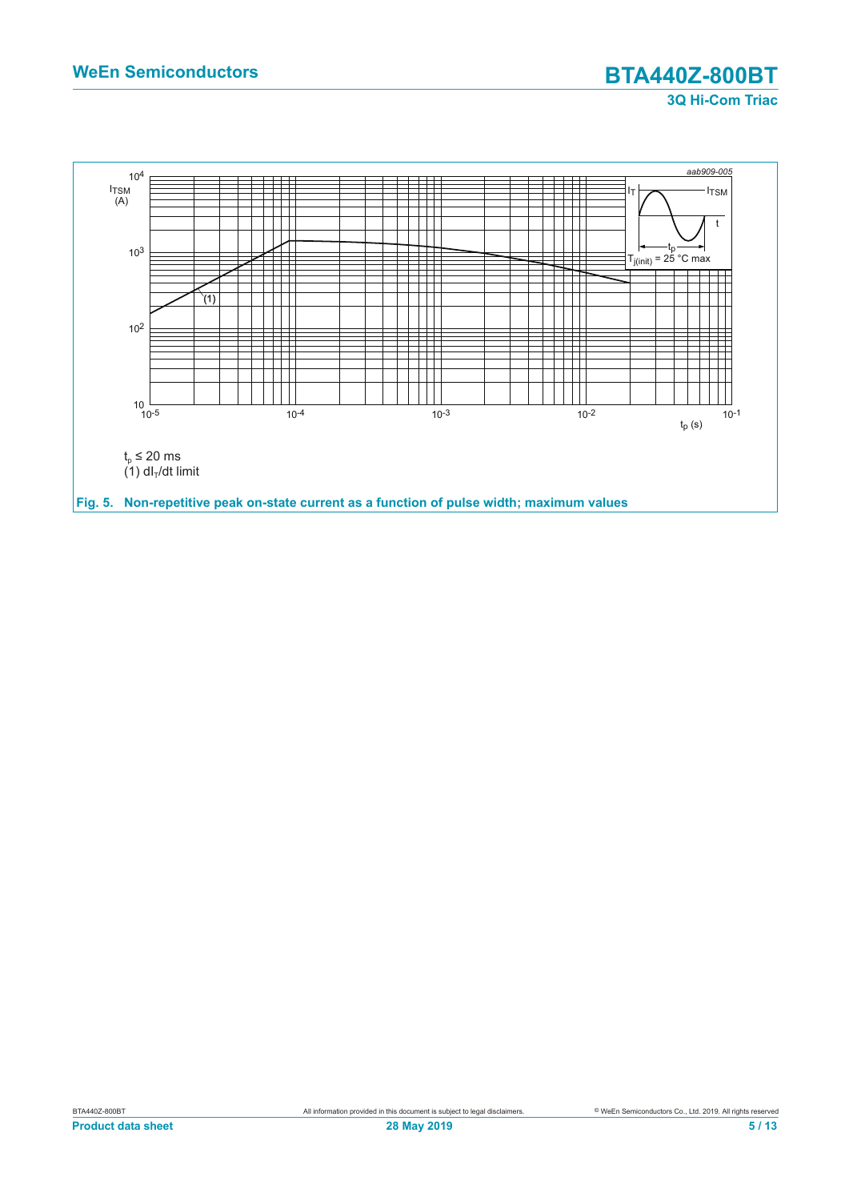$t_p \le 20$ ms

(1) $dI_T/dt$ limit

**Fig. 5. Non-repetitive peak on-state current as a function of pulse width; maximum values**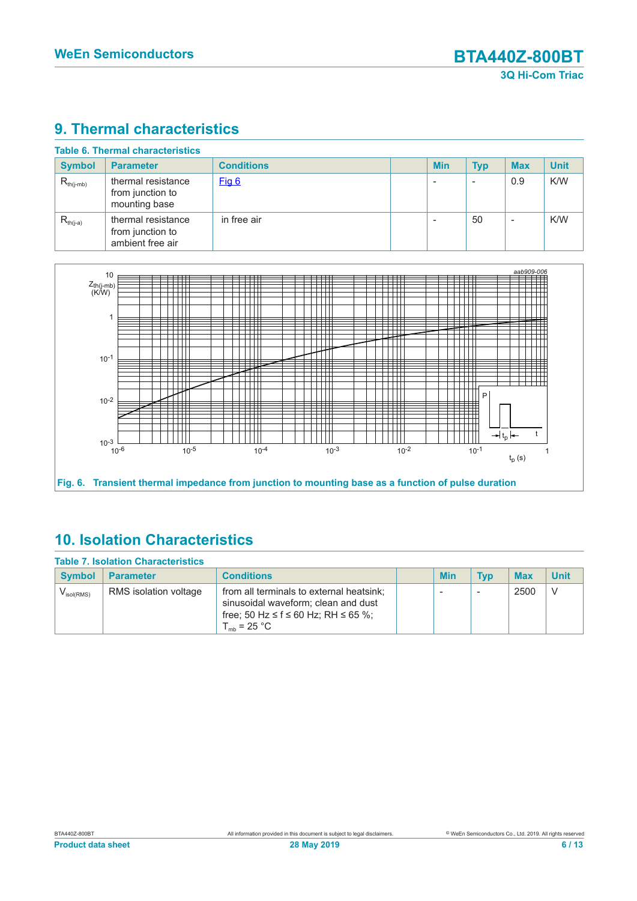# 9. Thermal characteristics

**Table 6. Thermal characteristics**

| Symbol | Parameter | Conditions | | Min | Typ | Max | Unit |
|---|---|---|---|---|---|---|---|
| $R_{th(j-mb)}$ | thermal resistance from junction to mounting base | Fig 6 | | - | - | 0.9 | K/W |
| $R_{th(j-a)}$ | thermal resistance from junction to ambient free air | in free air | | - | 50 | - | K/W |

**Fig. 6. Transient thermal impedance from junction to mounting base as a function of pulse duration**

# 10. Isolation Characteristics

**Table 7. Isolation Characteristics**

| Symbol | Parameter | Conditions | | Min | Typ | Max | Unit |
|---|---|---|---|---|---|---|---|
| $V_{isol(RMS)}$ | RMS isolation voltage | from all terminals to external heatsink; sinusoidal waveform; clean and dust free; 50 Hz ≤ f ≤ 60 Hz; RH ≤ 65 %; $T_{mb}$ = 25 °C | | - | - | 2500 | V |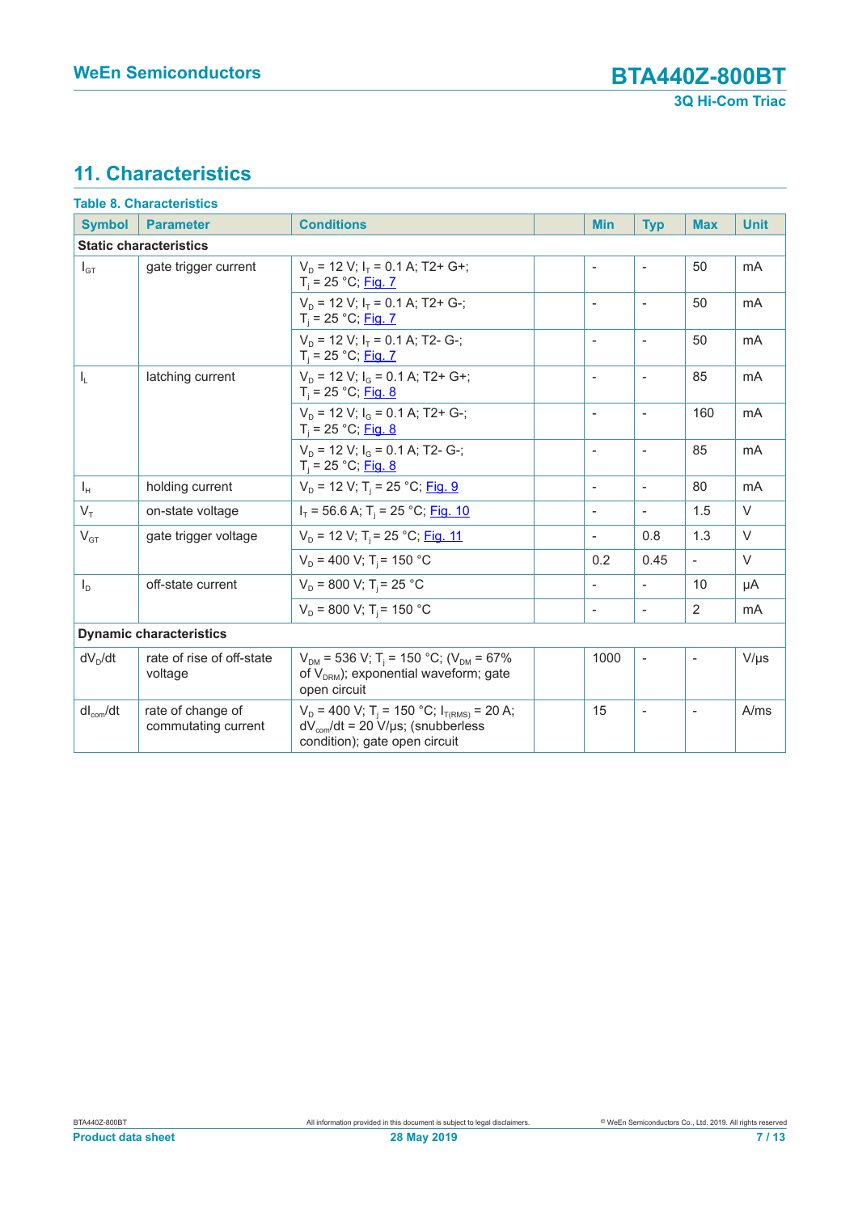## 11. Characteristics

**Table 8. Characteristics**

| Symbol | Parameter | Conditions | | Min | Typ | Max | Unit |
|---|---|---|---|---|---|---|---|
| **Static characteristics** | | | | | | | |
| $I_{GT}$ | gate trigger current | $V_D$ = 12 V; $I_T$ = 0.1 A; T2+ G+; $T_j$ = 25 °C; Fig. 7 | | - | - | 50 | mA |
| | | $V_D$ = 12 V; $I_T$ = 0.1 A; T2+ G-; $T_j$ = 25 °C; Fig. 7 | | - | - | 50 | mA |
| | | $V_D$ = 12 V; $I_T$ = 0.1 A; T2- G-; $T_j$ = 25 °C; Fig. 7 | | - | - | 50 | mA |
| $I_L$ | latching current | $V_D$ = 12 V; $I_G$ = 0.1 A; T2+ G+; $T_j$ = 25 °C; Fig. 8 | | - | - | 85 | mA |
| | | $V_D$ = 12 V; $I_G$ = 0.1 A; T2+ G-; $T_j$ = 25 °C; Fig. 8 | | - | - | 160 | mA |
| | | $V_D$ = 12 V; $I_G$ = 0.1 A; T2- G-; $T_j$ = 25 °C; Fig. 8 | | - | - | 85 | mA |
| $I_H$ | holding current | $V_D$ = 12 V; $T_j$ = 25 °C; Fig. 9 | | - | - | 80 | mA |
| $V_T$ | on-state voltage | $I_T$ = 56.6 A; $T_j$ = 25 °C; Fig. 10 | | - | - | 1.5 | V |
| $V_{GT}$ | gate trigger voltage | $V_D$ = 12 V; $T_j$ = 25 °C; Fig. 11 | | - | 0.8 | 1.3 | V |
| | | $V_D$ = 400 V; $T_j$ = 150 °C | | 0.2 | 0.45 | - | V |
| $I_D$ | off-state current | $V_D$ = 800 V; $T_j$ = 25 °C | | - | - | 10 | µA |
| | | $V_D$ = 800 V; $T_j$ = 150 °C | | - | - | 2 | mA |
| **Dynamic characteristics** | | | | | | | |
| $dV_D/dt$ | rate of rise of off-state voltage | $V_{DM}$ = 536 V; $T_j$ = 150 °C; ($V_{DM}$ = 67% of $V_{DRM}$); exponential waveform; gate open circuit | | 1000 | - | - | V/µs |
| $dI_{com}/dt$ | rate of change of commutating current | $V_D$ = 400 V; $T_j$ = 150 °C; $I_{T(RMS)}$ = 20 A; $dV_{com}/dt$ = 20 V/µs; (snubberless condition); gate open circuit | | 15 | - | - | A/ms |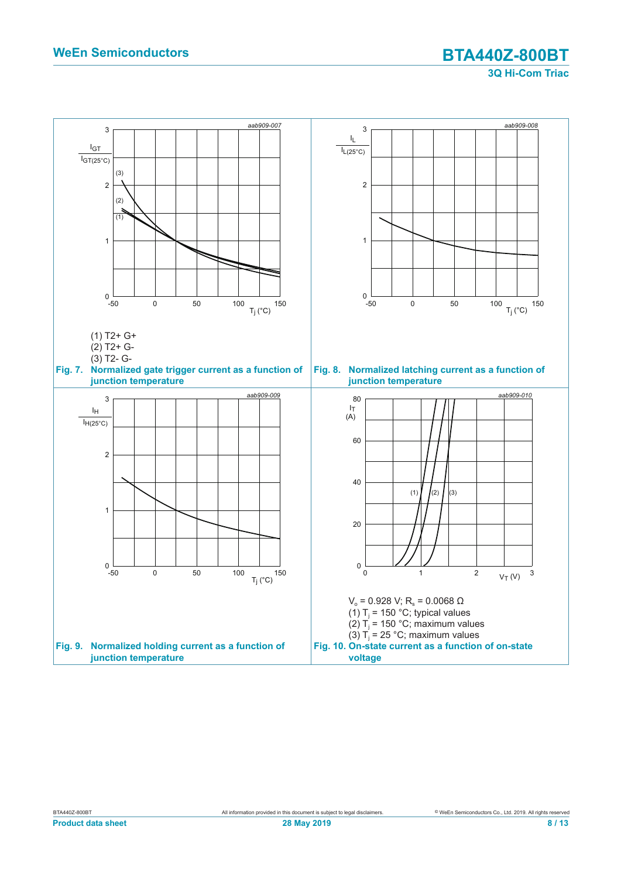(1) T2+ G+
(2) T2+ G-
(3) T2- G-

**Fig. 7. Normalized gate trigger current as a function of junction temperature**

**Fig. 8. Normalized latching current as a function of junction temperature**

**Fig. 9. Normalized holding current as a function of junction temperature**

$V_o$ = 0.928 V; $R_s$ = 0.0068 Ω
(1) $T_j$ = 150 °C; typical values
(2) $T_j$ = 150 °C; maximum values
(3) $T_j$ = 25 °C; maximum values

**Fig. 10. On-state current as a function of on-state voltage**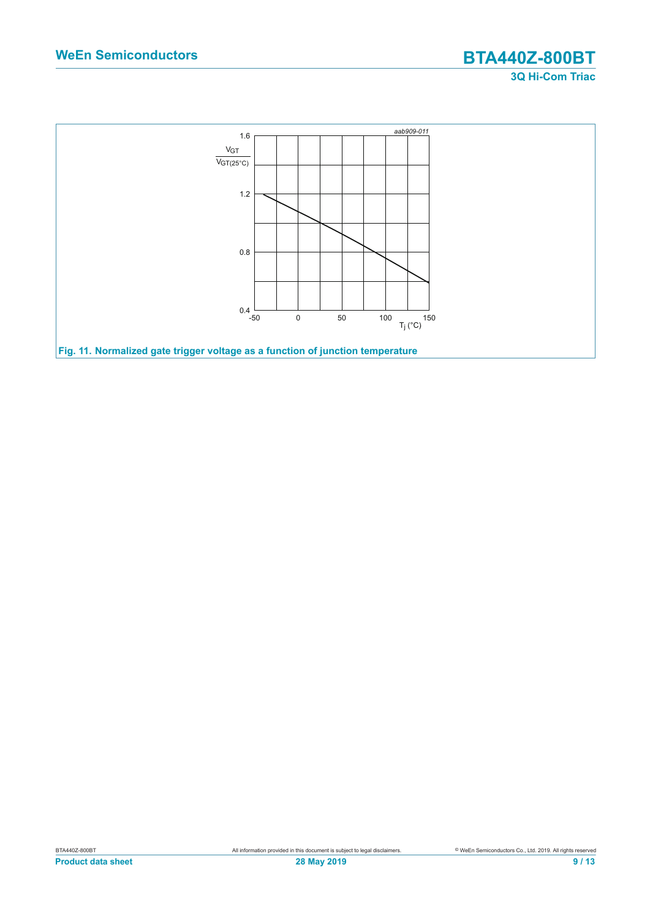Fig. 11. Normalized gate trigger voltage as a function of junction temperature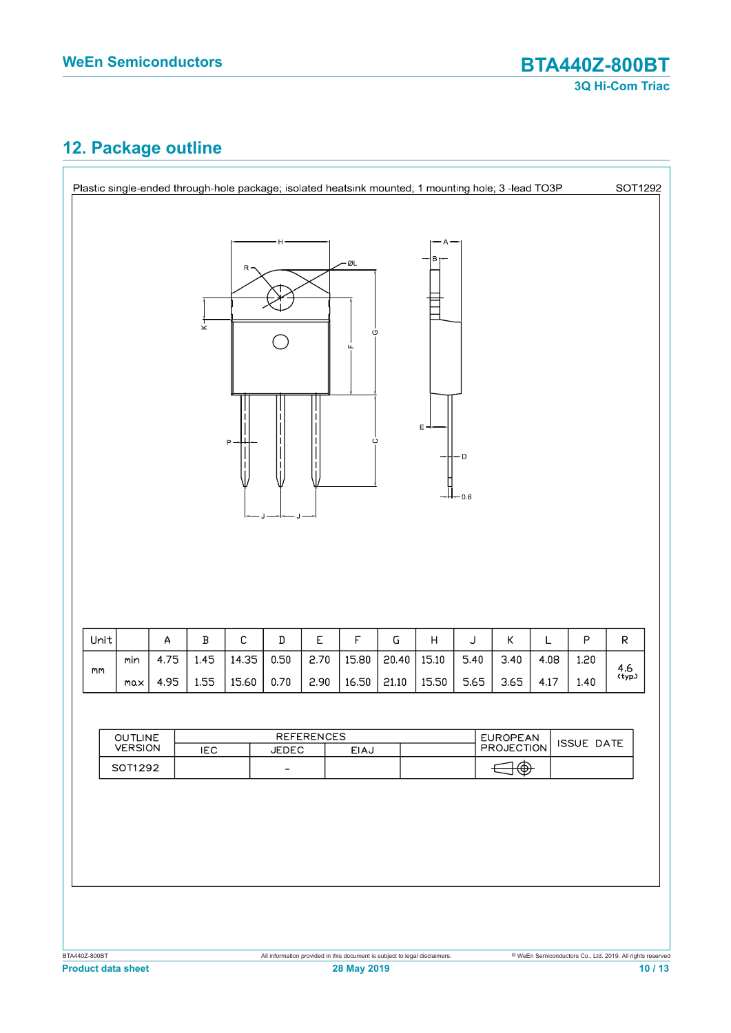## 12. Package outline

Plastic single-ended through-hole package; isolated heatsink mounted; 1 mounting hole; 3 -lead TO3P SOT1292

| Unit | | A | B | C | D | E | F | G | H | J | K | L | P | R |
|---|---|---|---|---|---|---|---|---|---|---|---|---|---|---|
| mm | min | 4.75 | 1.45 | 14.35 | 0.50 | 2.70 | 15.80 | 20.40 | 15.10 | 5.40 | 3.40 | 4.08 | 1.20 | 4.6 (typ.) |
| | max | 4.95 | 1.55 | 15.60 | 0.70 | 2.90 | 16.50 | 21.10 | 15.50 | 5.65 | 3.65 | 4.17 | 1.40 | |

| OUTLINE VERSION | REFERENCES | | | | EUROPEAN PROJECTION | ISSUE DATE |
|---|---|---|---|---|---|---|
| | IEC | JEDEC | EIAJ | | | |
| SOT1292 | | - | | | | |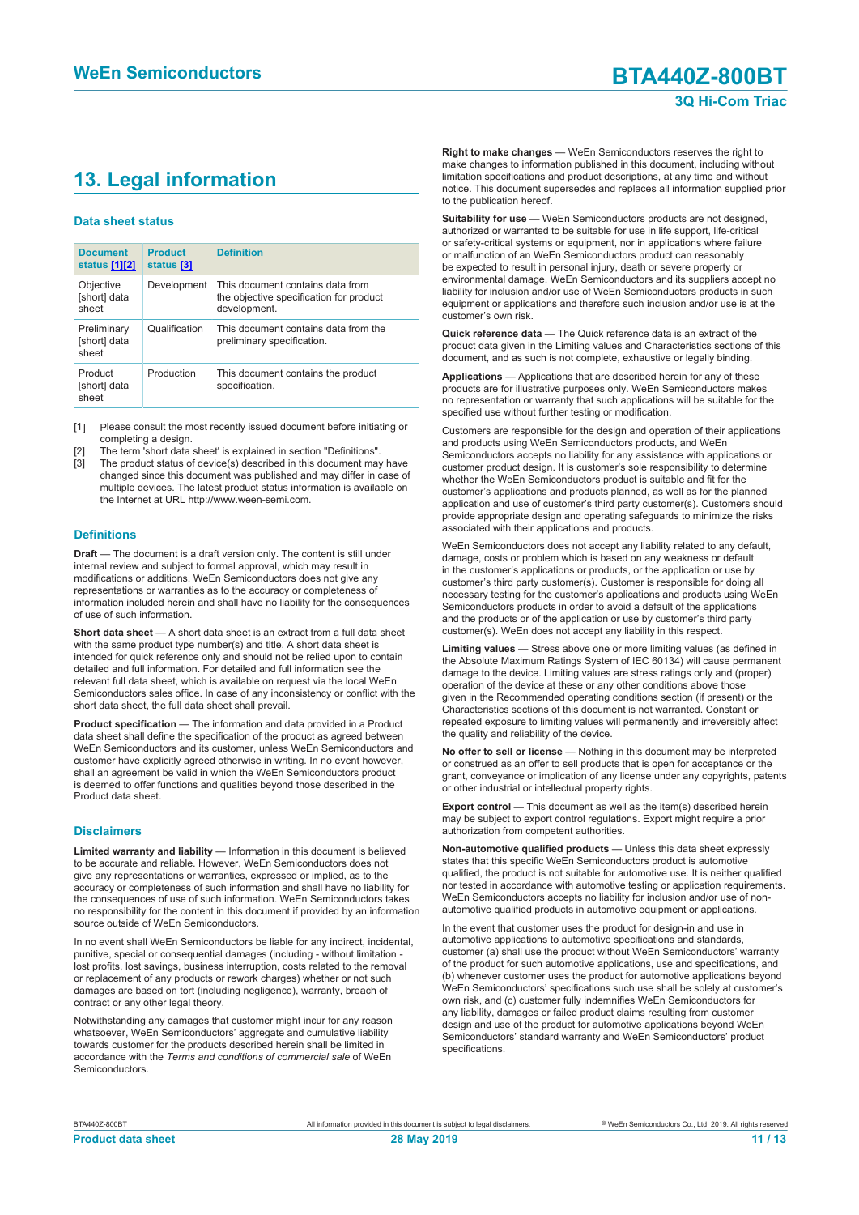## 13. Legal information

### Data sheet status

| Document status [1][2] | Product status [3] | Definition |
|---|---|---|
| Objective [short] data sheet | Development | This document contains data from the objective specification for product development. |
| Preliminary [short] data sheet | Qualification | This document contains data from the preliminary specification. |
| Product [short] data sheet | Production | This document contains the product specification. |

[1] Please consult the most recently issued document before initiating or completing a design.

[2] The term 'short data sheet' is explained in section "Definitions".

[3] The product status of device(s) described in this document may have changed since this document was published and may differ in case of multiple devices. The latest product status information is available on the Internet at URL http://www.ween-semi.com.

### Definitions

**Draft** — The document is a draft version only. The content is still under internal review and subject to formal approval, which may result in modifications or additions. WeEn Semiconductors does not give any representations or warranties as to the accuracy or completeness of information included herein and shall have no liability for the consequences of use of such information.

**Short data sheet** — A short data sheet is an extract from a full data sheet with the same product type number(s) and title. A short data sheet is intended for quick reference only and should not be relied upon to contain detailed and full information. For detailed and full information see the relevant full data sheet, which is available on request via the local WeEn Semiconductors sales office. In case of any inconsistency or conflict with the short data sheet, the full data sheet shall prevail.

**Product specification** — The information and data provided in a Product data sheet shall define the specification of the product as agreed between WeEn Semiconductors and its customer, unless WeEn Semiconductors and customer have explicitly agreed otherwise in writing. In no event however, shall an agreement be valid in which the WeEn Semiconductors product is deemed to offer functions and qualities beyond those described in the Product data sheet.

### Disclaimers

**Limited warranty and liability** — Information in this document is believed to be accurate and reliable. However, WeEn Semiconductors does not give any representations or warranties, expressed or implied, as to the accuracy or completeness of such information and shall have no liability for the consequences of use of such information. WeEn Semiconductors takes no responsibility for the content in this document if provided by an information source outside of WeEn Semiconductors.

In no event shall WeEn Semiconductors be liable for any indirect, incidental, punitive, special or consequential damages (including - without limitation - lost profits, lost savings, business interruption, costs related to the removal or replacement of any products or rework charges) whether or not such damages are based on tort (including negligence), warranty, breach of contract or any other legal theory.

Notwithstanding any damages that customer might incur for any reason whatsoever, WeEn Semiconductors' aggregate and cumulative liability towards customer for the products described herein shall be limited in accordance with the *Terms and conditions of commercial sale* of WeEn Semiconductors.

**Right to make changes** — WeEn Semiconductors reserves the right to make changes to information published in this document, including without limitation specifications and product descriptions, at any time and without notice. This document supersedes and replaces all information supplied prior to the publication hereof.

**Suitability for use** — WeEn Semiconductors products are not designed, authorized or warranted to be suitable for use in life support, life-critical or safety-critical systems or equipment, nor in applications where failure or malfunction of an WeEn Semiconductors product can reasonably be expected to result in personal injury, death or severe property or environmental damage. WeEn Semiconductors and its suppliers accept no liability for inclusion and/or use of WeEn Semiconductors products in such equipment or applications and therefore such inclusion and/or use is at the customer's own risk.

**Quick reference data** — The Quick reference data is an extract of the product data given in the Limiting values and Characteristics sections of this document, and as such is not complete, exhaustive or legally binding.

**Applications** — Applications that are described herein for any of these products are for illustrative purposes only. WeEn Semiconductors makes no representation or warranty that such applications will be suitable for the specified use without further testing or modification.

Customers are responsible for the design and operation of their applications and products using WeEn Semiconductors products, and WeEn Semiconductors accepts no liability for any assistance with applications or customer product design. It is customer's sole responsibility to determine whether the WeEn Semiconductors product is suitable and fit for the customer's applications and products planned, as well as for the planned application and use of customer's third party customer(s). Customers should provide appropriate design and operating safeguards to minimize the risks associated with their applications and products.

WeEn Semiconductors does not accept any liability related to any default, damage, costs or problem which is based on any weakness or default in the customer's applications or products, or the application or use by customer's third party customer(s). Customer is responsible for doing all necessary testing for the customer's applications and products using WeEn Semiconductors products in order to avoid a default of the applications and the products or of the application or use by customer's third party customer(s). WeEn does not accept any liability in this respect.

**Limiting values** — Stress above one or more limiting values (as defined in the Absolute Maximum Ratings System of IEC 60134) will cause permanent damage to the device. Limiting values are stress ratings only and (proper) operation of the device at these or any other conditions above those given in the Recommended operating conditions section (if present) or the Characteristics sections of this document is not warranted. Constant or repeated exposure to limiting values will permanently and irreversibly affect the quality and reliability of the device.

**No offer to sell or license** — Nothing in this document may be interpreted or construed as an offer to sell products that is open for acceptance or the grant, conveyance or implication of any license under any copyrights, patents or other industrial or intellectual property rights.

**Export control** — This document as well as the item(s) described herein may be subject to export control regulations. Export might require a prior authorization from competent authorities.

**Non-automotive qualified products** — Unless this data sheet expressly states that this specific WeEn Semiconductors product is automotive qualified, the product is not suitable for automotive use. It is neither qualified nor tested in accordance with automotive testing or application requirements. WeEn Semiconductors accepts no liability for inclusion and/or use of non-automotive qualified products in automotive equipment or applications.

In the event that customer uses the product for design-in and use in automotive applications to automotive specifications and standards, customer (a) shall use the product without WeEn Semiconductors' warranty of the product for such automotive applications, use and specifications, and (b) whenever customer uses the product for automotive applications beyond WeEn Semiconductors' specifications such use shall be solely at customer's own risk, and (c) customer fully indemnifies WeEn Semiconductors for any liability, damages or failed product claims resulting from customer design and use of the product for automotive applications beyond WeEn Semiconductors' standard warranty and WeEn Semiconductors' product specifications.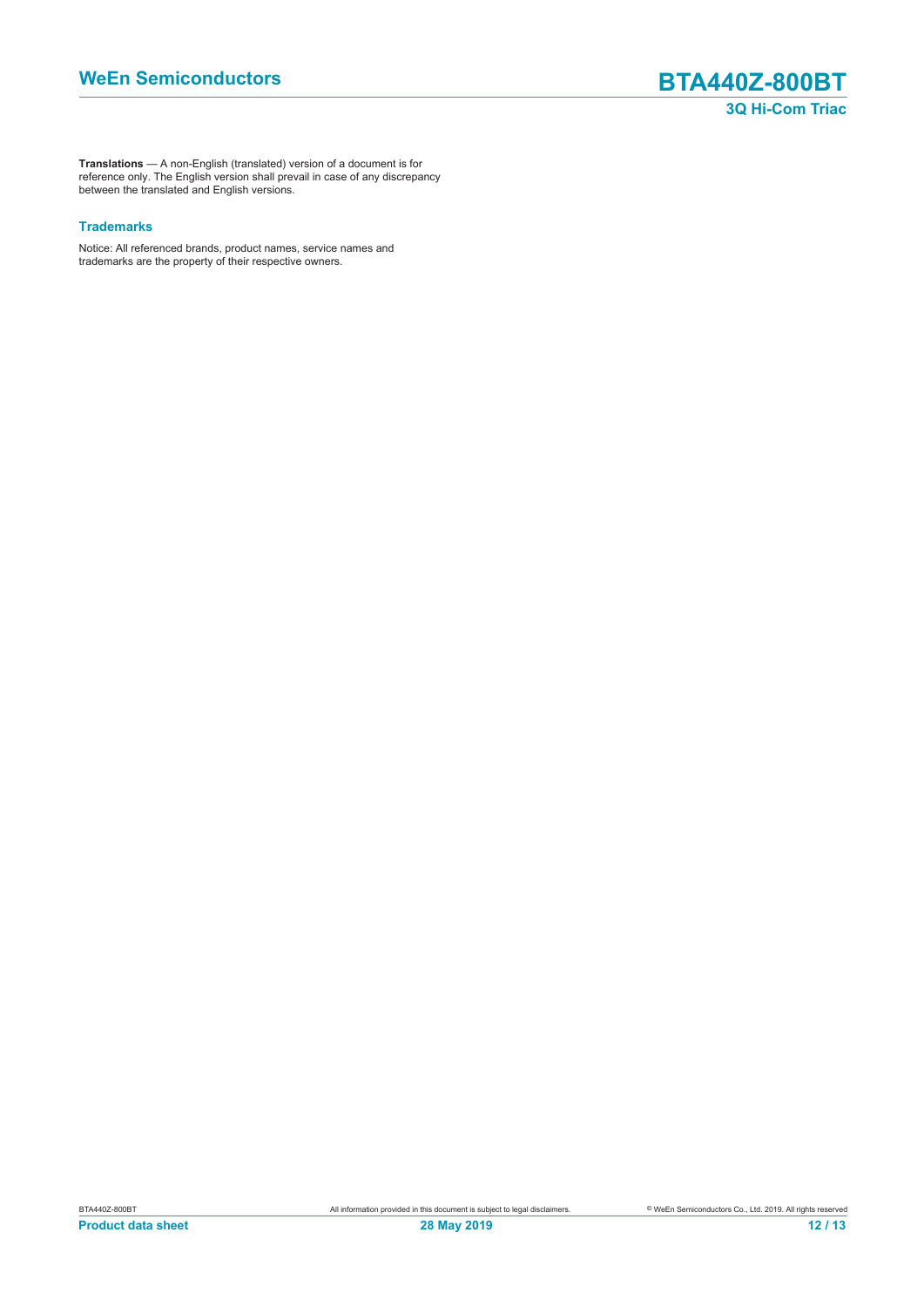**Translations** — A non-English (translated) version of a document is for reference only. The English version shall prevail in case of any discrepancy between the translated and English versions.

### Trademarks

Notice: All referenced brands, product names, service names and trademarks are the property of their respective owners.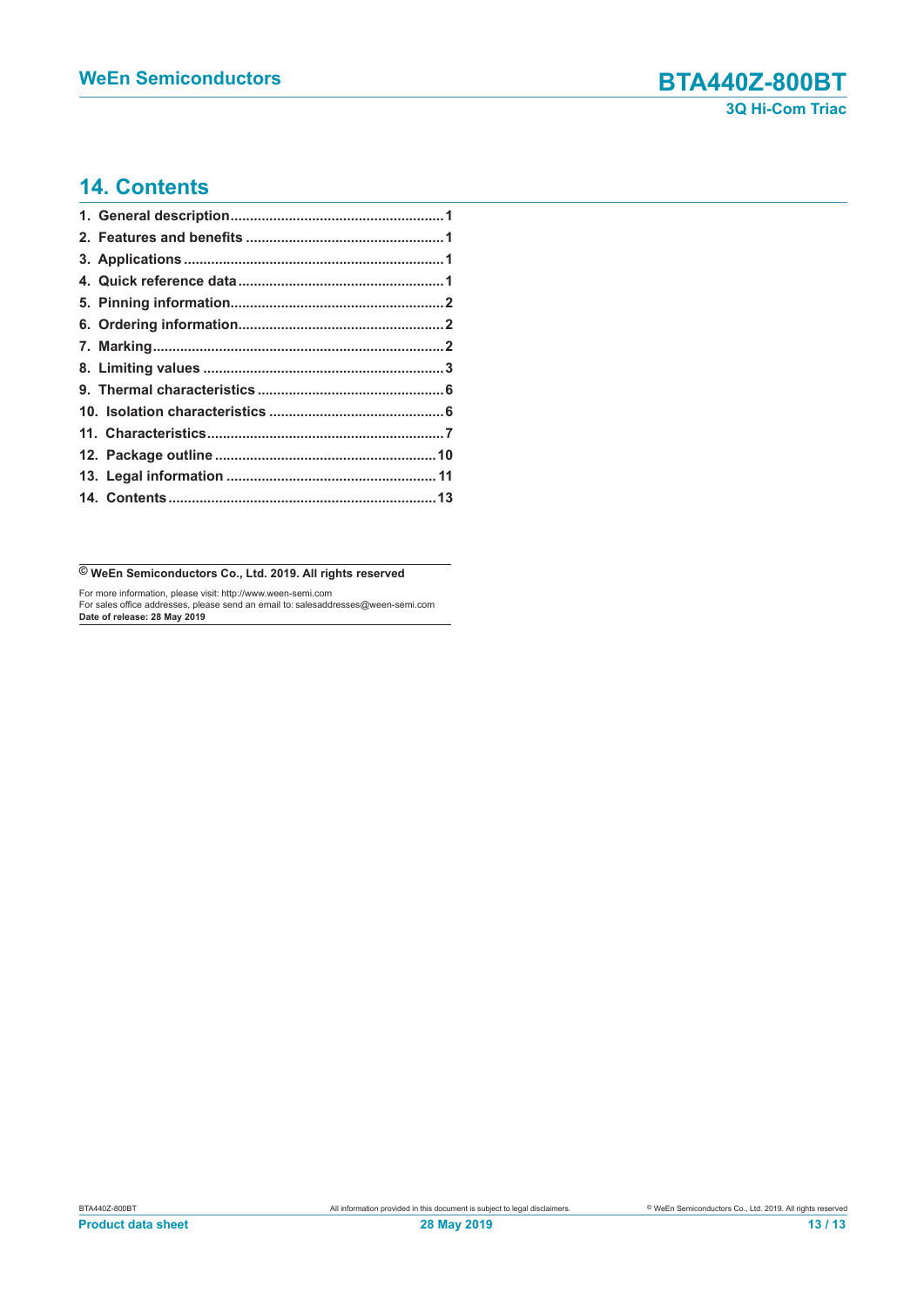## 14. Contents

1. General description ....................................................... 1
2. Features and benefits ................................................... 1
3. Applications ................................................................... 1
4. Quick reference data ..................................................... 1
5. Pinning information ....................................................... 2
6. Ordering information ..................................................... 2
7. Marking ........................................................................... 2
8. Limiting values .............................................................. 3
9. Thermal characteristics ................................................ 6
10. Isolation characteristics ............................................. 6
11. Characteristics ............................................................. 7
12. Package outline ......................................................... 10
13. Legal information ...................................................... 11
14. Contents ..................................................................... 13

**© WeEn Semiconductors Co., Ltd. 2019. All rights reserved**

For more information, please visit: http://www.ween-semi.com
For sales office addresses, please send an email to: salesaddresses@ween-semi.com
**Date of release: 28 May 2019**